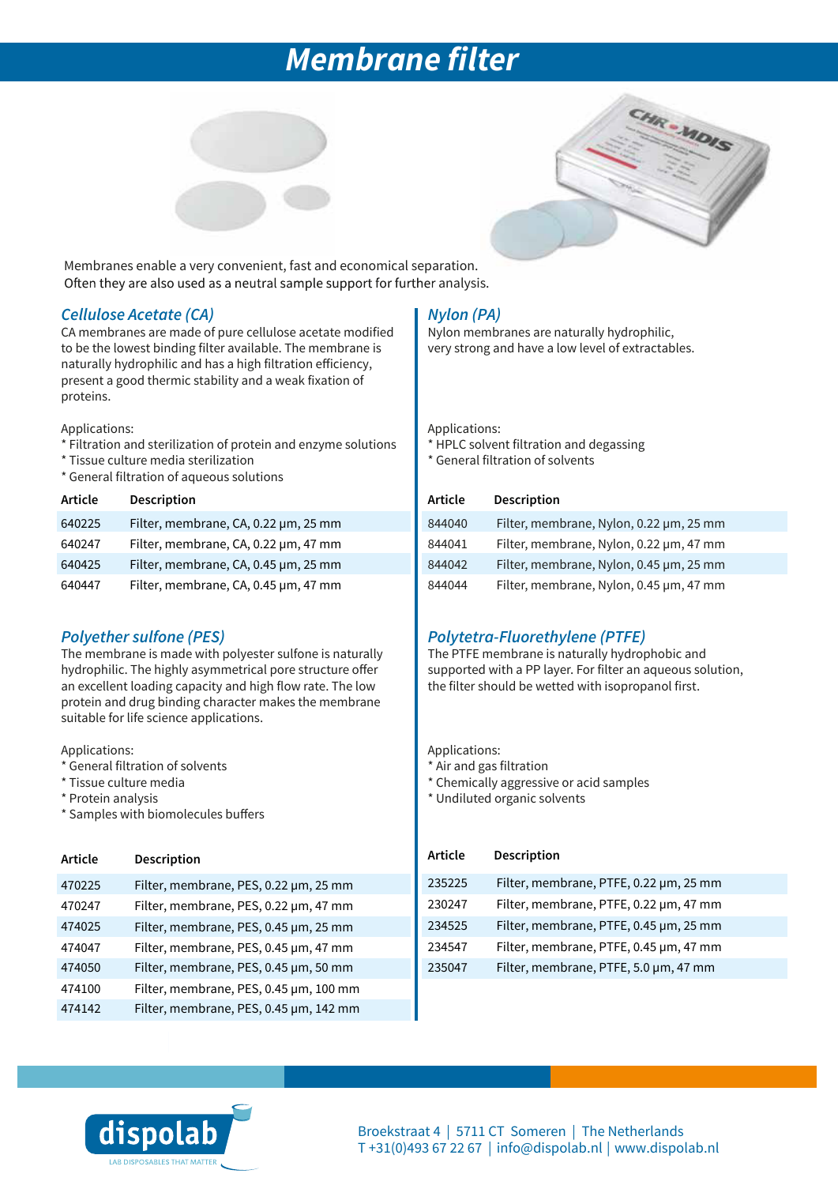# Membrane filter

Membranes enable a very convenient, fast and economical separation.
Often they are also used as a neutral sample support for further analysis.

## Cellulose Acetate (CA)

CA membranes are made of pure cellulose acetate modified to be the lowest binding filter available. The membrane is naturally hydrophilic and has a high filtration efficiency, present a good thermic stability and a weak fixation of proteins.

Applications:
* Filtration and sterilization of protein and enzyme solutions
* Tissue culture media sterilization
* General filtration of aqueous solutions

| Article | Description |
|---|---|
| 640225 | Filter, membrane, CA, 0.22 µm, 25 mm |
| 640247 | Filter, membrane, CA, 0.22 µm, 47 mm |
| 640425 | Filter, membrane, CA, 0.45 µm, 25 mm |
| 640447 | Filter, membrane, CA, 0.45 µm, 47 mm |

## Nylon (PA)

Nylon membranes are naturally hydrophilic, very strong and have a low level of extractables.

Applications:
* HPLC solvent filtration and degassing
* General filtration of solvents

| Article | Description |
|---|---|
| 844040 | Filter, membrane, Nylon, 0.22 µm, 25 mm |
| 844041 | Filter, membrane, Nylon, 0.22 µm, 47 mm |
| 844042 | Filter, membrane, Nylon, 0.45 µm, 25 mm |
| 844044 | Filter, membrane, Nylon, 0.45 µm, 47 mm |

## Polyether sulfone (PES)

The membrane is made with polyester sulfone is naturally hydrophilic. The highly asymmetrical pore structure offer an excellent loading capacity and high flow rate. The low protein and drug binding character makes the membrane suitable for life science applications.

Applications:
* General filtration of solvents
* Tissue culture media
* Protein analysis
* Samples with biomolecules buffers

| Article | Description |
|---|---|
| 470225 | Filter, membrane, PES, 0.22 µm, 25 mm |
| 470247 | Filter, membrane, PES, 0.22 µm, 47 mm |
| 474025 | Filter, membrane, PES, 0.45 µm, 25 mm |
| 474047 | Filter, membrane, PES, 0.45 µm, 47 mm |
| 474050 | Filter, membrane, PES, 0.45 µm, 50 mm |
| 474100 | Filter, membrane, PES, 0.45 µm, 100 mm |
| 474142 | Filter, membrane, PES, 0.45 µm, 142 mm |

## Polytetra-Fluorethylene (PTFE)

The PTFE membrane is naturally hydrophobic and supported with a PP layer. For filter an aqueous solution, the filter should be wetted with isopropanol first.

Applications:
* Air and gas filtration
* Chemically aggressive or acid samples
* Undiluted organic solvents

| Article | Description |
|---|---|
| 235225 | Filter, membrane, PTFE, 0.22 µm, 25 mm |
| 230247 | Filter, membrane, PTFE, 0.22 µm, 47 mm |
| 234525 | Filter, membrane, PTFE, 0.45 µm, 25 mm |
| 234547 | Filter, membrane, PTFE, 0.45 µm, 47 mm |
| 235047 | Filter, membrane, PTFE, 5.0 µm, 47 mm |

dispolab
LAB DISPOSABLES THAT MATTER

Broekstraat 4 | 5711 CT Someren | The Netherlands
T +31(0)493 67 22 67 | info@dispolab.nl | www.dispolab.nl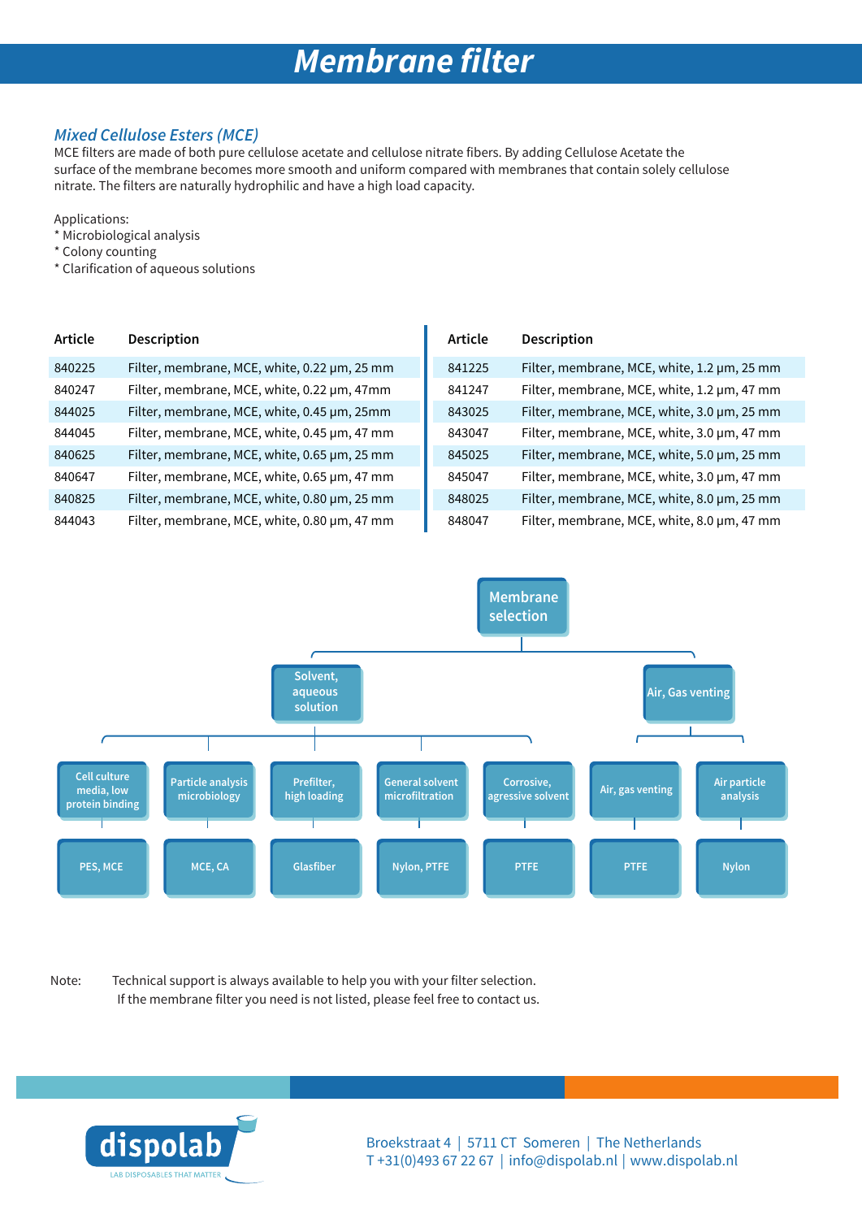# Membrane filter

## *Mixed Cellulose Esters (MCE)*

MCE filters are made of both pure cellulose acetate and cellulose nitrate fibers. By adding Cellulose Acetate the surface of the membrane becomes more smooth and uniform compared with membranes that contain solely cellulose nitrate. The filters are naturally hydrophilic and have a high load capacity.

Applications:
* Microbiological analysis
* Colony counting
* Clarification of aqueous solutions

| Article | Description |
|---|---|
| 840225 | Filter, membrane, MCE, white, 0.22 µm, 25 mm |
| 840247 | Filter, membrane, MCE, white, 0.22 µm, 47mm |
| 844025 | Filter, membrane, MCE, white, 0.45 µm, 25mm |
| 844045 | Filter, membrane, MCE, white, 0.45 µm, 47 mm |
| 840625 | Filter, membrane, MCE, white, 0.65 µm, 25 mm |
| 840647 | Filter, membrane, MCE, white, 0.65 µm, 47 mm |
| 840825 | Filter, membrane, MCE, white, 0.80 µm, 25 mm |
| 844043 | Filter, membrane, MCE, white, 0.80 µm, 47 mm |
| 841225 | Filter, membrane, MCE, white, 1.2 µm, 25 mm |
| 841247 | Filter, membrane, MCE, white, 1.2 µm, 47 mm |
| 843025 | Filter, membrane, MCE, white, 3.0 µm, 25 mm |
| 843047 | Filter, membrane, MCE, white, 3.0 µm, 47 mm |
| 845025 | Filter, membrane, MCE, white, 5.0 µm, 25 mm |
| 845047 | Filter, membrane, MCE, white, 3.0 µm, 47 mm |
| 848025 | Filter, membrane, MCE, white, 8.0 µm, 25 mm |
| 848047 | Filter, membrane, MCE, white, 8.0 µm, 47 mm |

Membrane selection

Solvent, aqueous solution
- Cell culture media, low protein binding
  - PES, MCE
- Particle analysis microbiology
  - MCE, CA
- Prefilter, high loading
  - Glasfiber
- General solvent microfiltration
  - Nylon, PTFE
- Corrosive, agressive solvent
  - PTFE

Air, Gas venting
- Air, gas venting
  - PTFE
- Air particle analysis
  - Nylon

Note: Technical support is always available to help you with your filter selection.
If the membrane filter you need is not listed, please feel free to contact us.

dispolab
LAB DISPOSABLES THAT MATTER

Broekstraat 4 | 5711 CT Someren | The Netherlands
T +31(0)493 67 22 67 | info@dispolab.nl | www.dispolab.nl